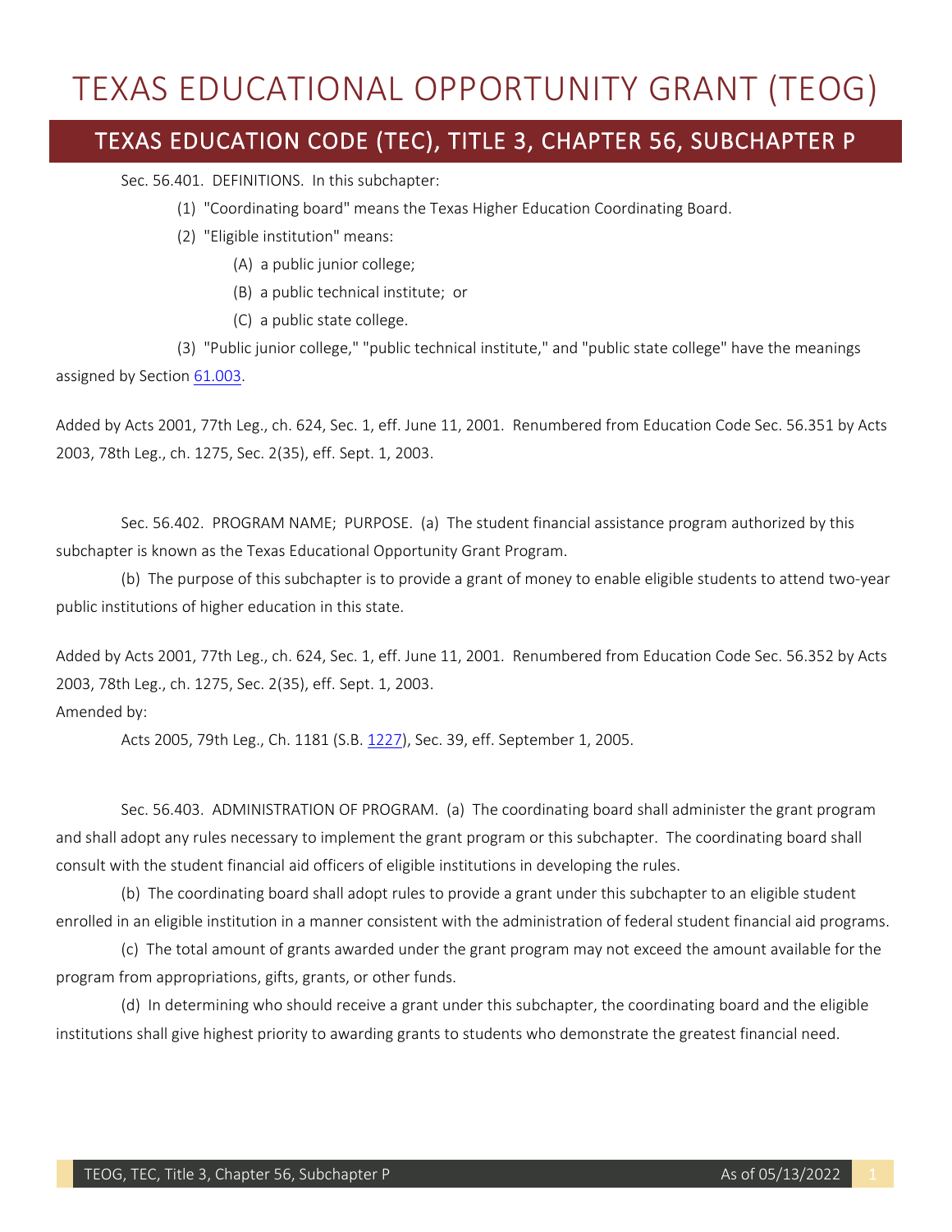# TEXAS EDUCATIONAL OPPORTUNITY GRANT (TEOG)

## TEXAS EDUCATION CODE (TEC), TITLE 3, CHAPTER 56, SUBCHAPTER P

Sec. 56.401. DEFINITIONS. In this subchapter:

(1) "Coordinating board" means the Texas Higher Education Coordinating Board.

(2) "Eligible institution" means:

(A) a public junior college;

(B) a public technical institute; or

(C) a public state college.

(3) "Public junior college," "public technical institute," and "public state college" have the meanings assigned by Section 61.003.

Added by Acts 2001, 77th Leg., ch. 624, Sec. 1, eff. June 11, 2001. Renumbered from Education Code Sec. 56.351 by Acts 2003, 78th Leg., ch. 1275, Sec. 2(35), eff. Sept. 1, 2003.

Sec. 56.402. PROGRAM NAME; PURPOSE. (a) The student financial assistance program authorized by this subchapter is known as the Texas Educational Opportunity Grant Program.

(b) The purpose of this subchapter is to provide a grant of money to enable eligible students to attend two-year public institutions of higher education in this state.

Added by Acts 2001, 77th Leg., ch. 624, Sec. 1, eff. June 11, 2001. Renumbered from Education Code Sec. 56.352 by Acts 2003, 78th Leg., ch. 1275, Sec. 2(35), eff. Sept. 1, 2003.
Amended by:

Acts 2005, 79th Leg., Ch. 1181 (S.B. 1227), Sec. 39, eff. September 1, 2005.

Sec. 56.403. ADMINISTRATION OF PROGRAM. (a) The coordinating board shall administer the grant program and shall adopt any rules necessary to implement the grant program or this subchapter. The coordinating board shall consult with the student financial aid officers of eligible institutions in developing the rules.

(b) The coordinating board shall adopt rules to provide a grant under this subchapter to an eligible student enrolled in an eligible institution in a manner consistent with the administration of federal student financial aid programs.

(c) The total amount of grants awarded under the grant program may not exceed the amount available for the program from appropriations, gifts, grants, or other funds.

(d) In determining who should receive a grant under this subchapter, the coordinating board and the eligible institutions shall give highest priority to awarding grants to students who demonstrate the greatest financial need.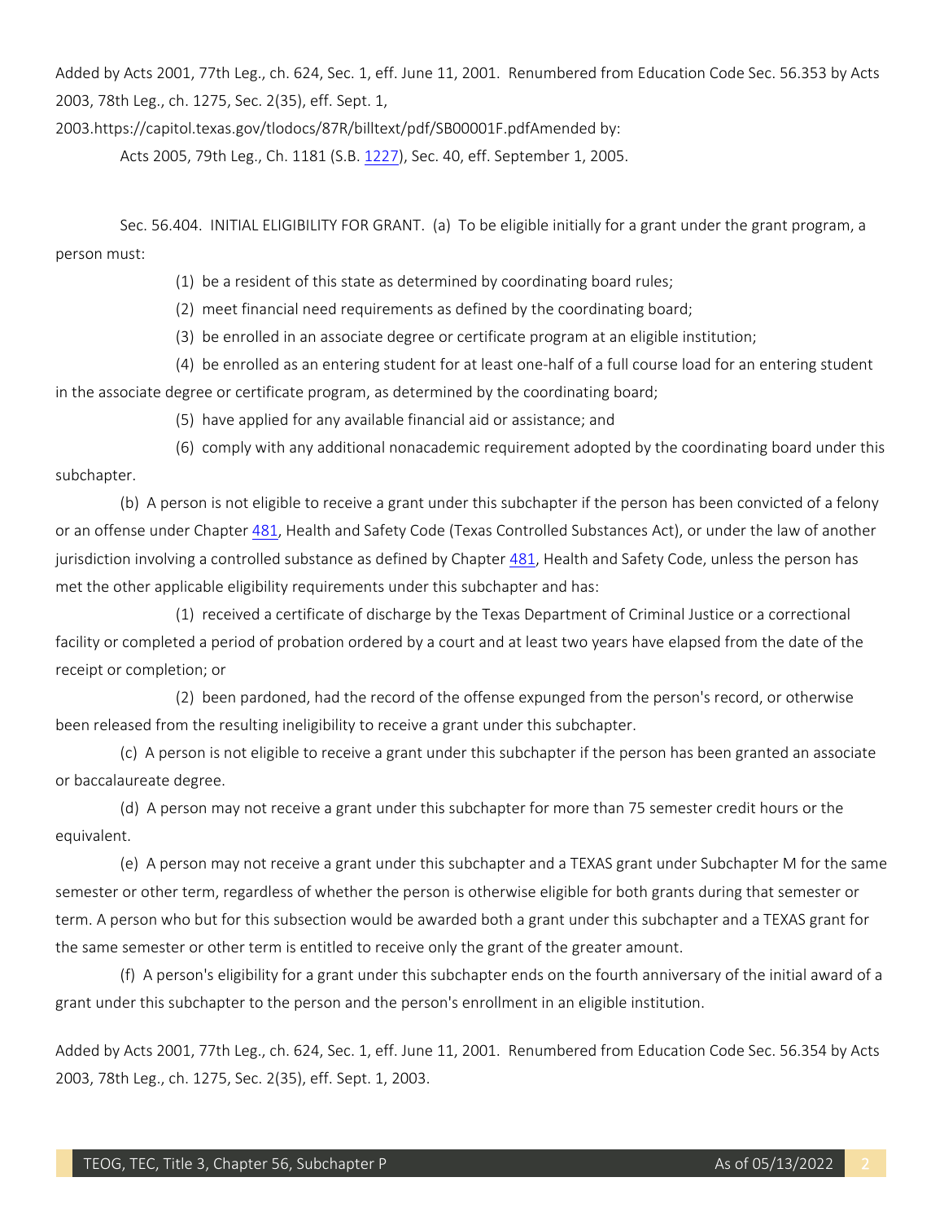Added by Acts 2001, 77th Leg., ch. 624, Sec. 1, eff. June 11, 2001. Renumbered from Education Code Sec. 56.353 by Acts 2003, 78th Leg., ch. 1275, Sec. 2(35), eff. Sept. 1, 2003.https://capitol.texas.gov/tlodocs/87R/billtext/pdf/SB00001F.pdfAmended by:

Acts 2005, 79th Leg., Ch. 1181 (S.B. 1227), Sec. 40, eff. September 1, 2005.

Sec. 56.404. INITIAL ELIGIBILITY FOR GRANT. (a) To be eligible initially for a grant under the grant program, a person must:

(1) be a resident of this state as determined by coordinating board rules;

(2) meet financial need requirements as defined by the coordinating board;

(3) be enrolled in an associate degree or certificate program at an eligible institution;

(4) be enrolled as an entering student for at least one-half of a full course load for an entering student in the associate degree or certificate program, as determined by the coordinating board;

(5) have applied for any available financial aid or assistance; and

(6) comply with any additional nonacademic requirement adopted by the coordinating board under this subchapter.

(b) A person is not eligible to receive a grant under this subchapter if the person has been convicted of a felony or an offense under Chapter 481, Health and Safety Code (Texas Controlled Substances Act), or under the law of another jurisdiction involving a controlled substance as defined by Chapter 481, Health and Safety Code, unless the person has met the other applicable eligibility requirements under this subchapter and has:

(1) received a certificate of discharge by the Texas Department of Criminal Justice or a correctional facility or completed a period of probation ordered by a court and at least two years have elapsed from the date of the receipt or completion; or

(2) been pardoned, had the record of the offense expunged from the person's record, or otherwise been released from the resulting ineligibility to receive a grant under this subchapter.

(c) A person is not eligible to receive a grant under this subchapter if the person has been granted an associate or baccalaureate degree.

(d) A person may not receive a grant under this subchapter for more than 75 semester credit hours or the equivalent.

(e) A person may not receive a grant under this subchapter and a TEXAS grant under Subchapter M for the same semester or other term, regardless of whether the person is otherwise eligible for both grants during that semester or term. A person who but for this subsection would be awarded both a grant under this subchapter and a TEXAS grant for the same semester or other term is entitled to receive only the grant of the greater amount.

(f) A person's eligibility for a grant under this subchapter ends on the fourth anniversary of the initial award of a grant under this subchapter to the person and the person's enrollment in an eligible institution.

Added by Acts 2001, 77th Leg., ch. 624, Sec. 1, eff. June 11, 2001. Renumbered from Education Code Sec. 56.354 by Acts 2003, 78th Leg., ch. 1275, Sec. 2(35), eff. Sept. 1, 2003.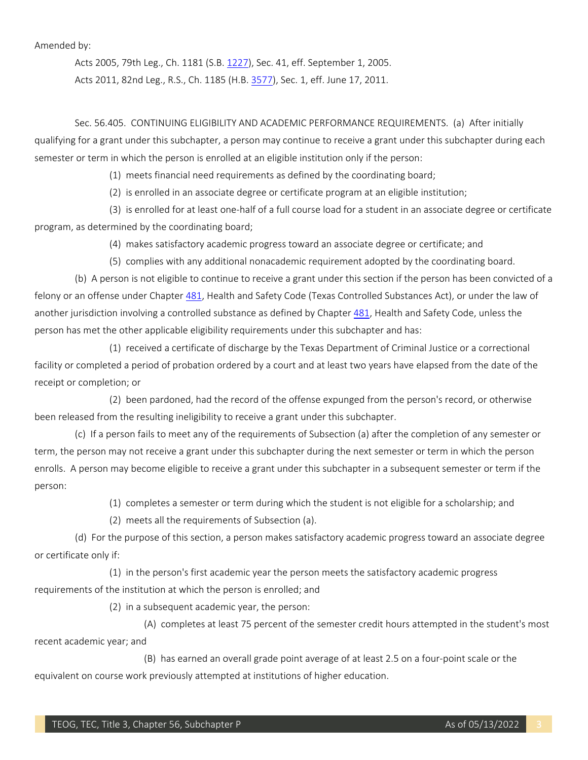Amended by:

Acts 2005, 79th Leg., Ch. 1181 (S.B. 1227), Sec. 41, eff. September 1, 2005.

Acts 2011, 82nd Leg., R.S., Ch. 1185 (H.B. 3577), Sec. 1, eff. June 17, 2011.

Sec. 56.405. CONTINUING ELIGIBILITY AND ACADEMIC PERFORMANCE REQUIREMENTS. (a) After initially qualifying for a grant under this subchapter, a person may continue to receive a grant under this subchapter during each semester or term in which the person is enrolled at an eligible institution only if the person:

(1) meets financial need requirements as defined by the coordinating board;

(2) is enrolled in an associate degree or certificate program at an eligible institution;

(3) is enrolled for at least one-half of a full course load for a student in an associate degree or certificate program, as determined by the coordinating board;

(4) makes satisfactory academic progress toward an associate degree or certificate; and

(5) complies with any additional nonacademic requirement adopted by the coordinating board.

(b) A person is not eligible to continue to receive a grant under this section if the person has been convicted of a felony or an offense under Chapter 481, Health and Safety Code (Texas Controlled Substances Act), or under the law of another jurisdiction involving a controlled substance as defined by Chapter 481, Health and Safety Code, unless the person has met the other applicable eligibility requirements under this subchapter and has:

(1) received a certificate of discharge by the Texas Department of Criminal Justice or a correctional facility or completed a period of probation ordered by a court and at least two years have elapsed from the date of the receipt or completion; or

(2) been pardoned, had the record of the offense expunged from the person's record, or otherwise been released from the resulting ineligibility to receive a grant under this subchapter.

(c) If a person fails to meet any of the requirements of Subsection (a) after the completion of any semester or term, the person may not receive a grant under this subchapter during the next semester or term in which the person enrolls. A person may become eligible to receive a grant under this subchapter in a subsequent semester or term if the person:

(1) completes a semester or term during which the student is not eligible for a scholarship; and

(2) meets all the requirements of Subsection (a).

(d) For the purpose of this section, a person makes satisfactory academic progress toward an associate degree or certificate only if:

(1) in the person's first academic year the person meets the satisfactory academic progress requirements of the institution at which the person is enrolled; and

(2) in a subsequent academic year, the person:

(A) completes at least 75 percent of the semester credit hours attempted in the student's most recent academic year; and

(B) has earned an overall grade point average of at least 2.5 on a four-point scale or the equivalent on course work previously attempted at institutions of higher education.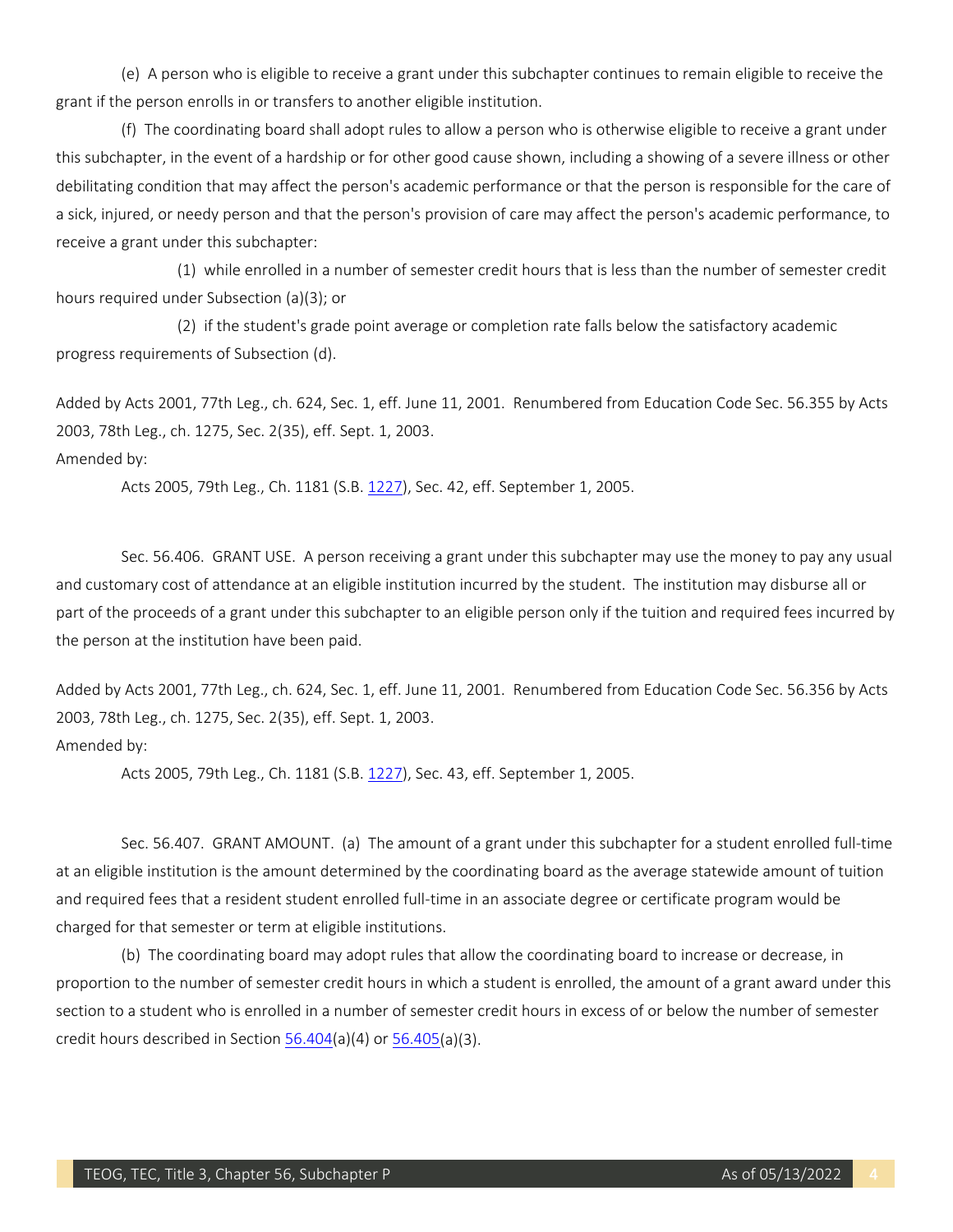(e) A person who is eligible to receive a grant under this subchapter continues to remain eligible to receive the grant if the person enrolls in or transfers to another eligible institution.

(f) The coordinating board shall adopt rules to allow a person who is otherwise eligible to receive a grant under this subchapter, in the event of a hardship or for other good cause shown, including a showing of a severe illness or other debilitating condition that may affect the person's academic performance or that the person is responsible for the care of a sick, injured, or needy person and that the person's provision of care may affect the person's academic performance, to receive a grant under this subchapter:

(1) while enrolled in a number of semester credit hours that is less than the number of semester credit hours required under Subsection (a)(3); or

(2) if the student's grade point average or completion rate falls below the satisfactory academic progress requirements of Subsection (d).

Added by Acts 2001, 77th Leg., ch. 624, Sec. 1, eff. June 11, 2001. Renumbered from Education Code Sec. 56.355 by Acts 2003, 78th Leg., ch. 1275, Sec. 2(35), eff. Sept. 1, 2003.
Amended by:

Acts 2005, 79th Leg., Ch. 1181 (S.B. 1227), Sec. 42, eff. September 1, 2005.

Sec. 56.406. GRANT USE. A person receiving a grant under this subchapter may use the money to pay any usual and customary cost of attendance at an eligible institution incurred by the student. The institution may disburse all or part of the proceeds of a grant under this subchapter to an eligible person only if the tuition and required fees incurred by the person at the institution have been paid.

Added by Acts 2001, 77th Leg., ch. 624, Sec. 1, eff. June 11, 2001. Renumbered from Education Code Sec. 56.356 by Acts 2003, 78th Leg., ch. 1275, Sec. 2(35), eff. Sept. 1, 2003.
Amended by:

Acts 2005, 79th Leg., Ch. 1181 (S.B. 1227), Sec. 43, eff. September 1, 2005.

Sec. 56.407. GRANT AMOUNT. (a) The amount of a grant under this subchapter for a student enrolled full-time at an eligible institution is the amount determined by the coordinating board as the average statewide amount of tuition and required fees that a resident student enrolled full-time in an associate degree or certificate program would be charged for that semester or term at eligible institutions.

(b) The coordinating board may adopt rules that allow the coordinating board to increase or decrease, in proportion to the number of semester credit hours in which a student is enrolled, the amount of a grant award under this section to a student who is enrolled in a number of semester credit hours in excess of or below the number of semester credit hours described in Section 56.404(a)(4) or 56.405(a)(3).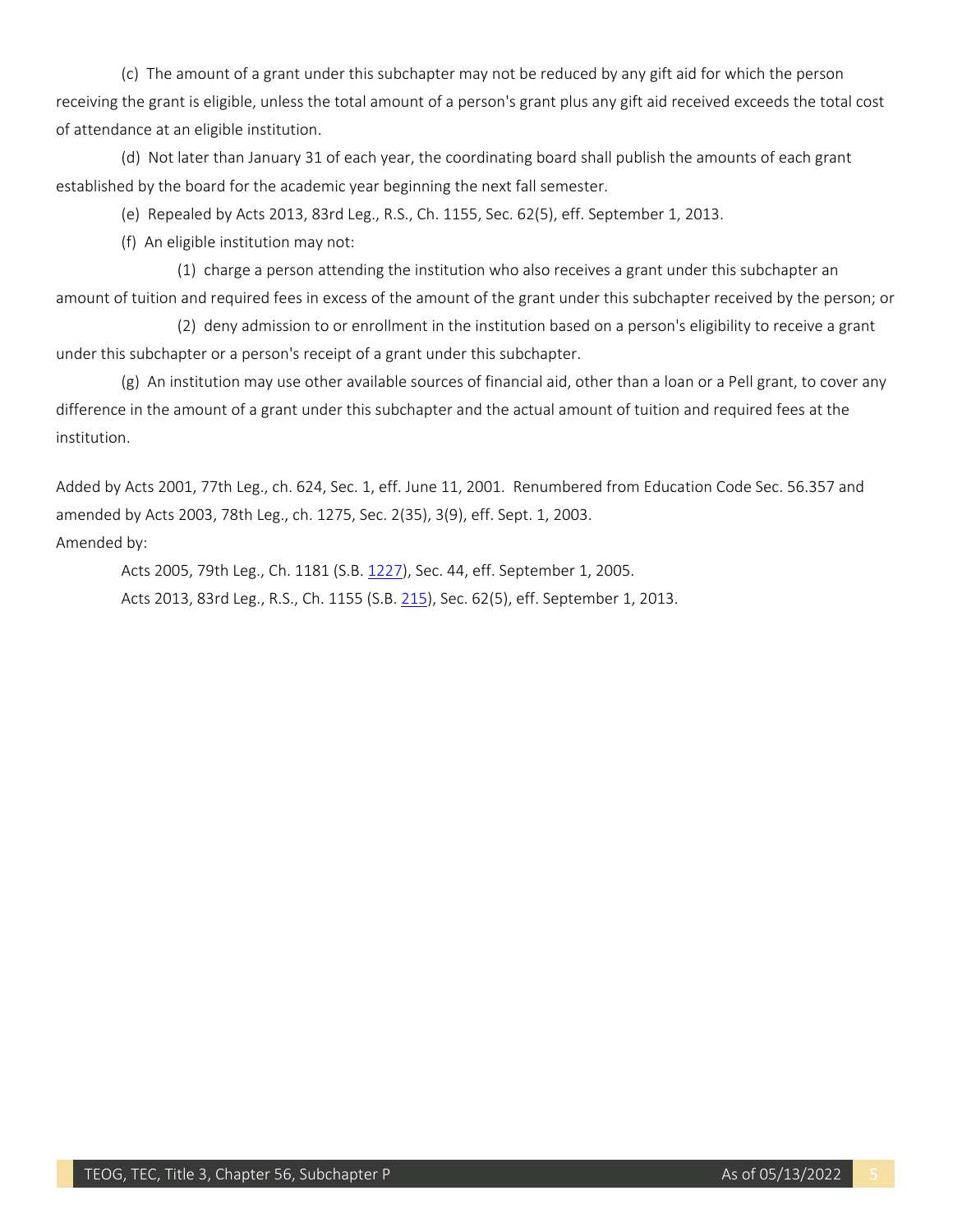(c) The amount of a grant under this subchapter may not be reduced by any gift aid for which the person receiving the grant is eligible, unless the total amount of a person's grant plus any gift aid received exceeds the total cost of attendance at an eligible institution.

(d) Not later than January 31 of each year, the coordinating board shall publish the amounts of each grant established by the board for the academic year beginning the next fall semester.

(e) Repealed by Acts 2013, 83rd Leg., R.S., Ch. 1155, Sec. 62(5), eff. September 1, 2013.

(f) An eligible institution may not:

(1) charge a person attending the institution who also receives a grant under this subchapter an amount of tuition and required fees in excess of the amount of the grant under this subchapter received by the person; or

(2) deny admission to or enrollment in the institution based on a person's eligibility to receive a grant under this subchapter or a person's receipt of a grant under this subchapter.

(g) An institution may use other available sources of financial aid, other than a loan or a Pell grant, to cover any difference in the amount of a grant under this subchapter and the actual amount of tuition and required fees at the institution.

Added by Acts 2001, 77th Leg., ch. 624, Sec. 1, eff. June 11, 2001. Renumbered from Education Code Sec. 56.357 and amended by Acts 2003, 78th Leg., ch. 1275, Sec. 2(35), 3(9), eff. Sept. 1, 2003.

Amended by:

Acts 2005, 79th Leg., Ch. 1181 (S.B. 1227), Sec. 44, eff. September 1, 2005.

Acts 2013, 83rd Leg., R.S., Ch. 1155 (S.B. 215), Sec. 62(5), eff. September 1, 2013.